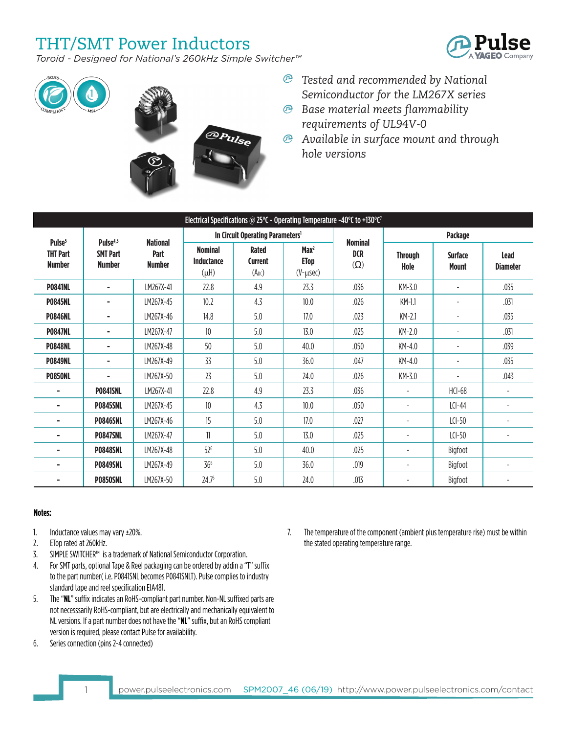# THT/SMT Power Inductors

*Toroid - Designed for National's 260kHz Simple Switcher™*

- *Tested and recommended by National Semiconductor for the LM267X series*
- *Base material meets flammability requirements of UL94V-0*
- *Available in surface mount and through hole versions*

| Electrical Specifications @ 25°C - Operating Temperature -40°C to +130°C[7] | | | | | | | | | |
|---|---|---|---|---|---|---|---|---|---|
| Pulse[5] THT Part Number | Pulse[4,5] SMT Part Number | National Part Number | In Circuit Operating Parameters[1] | | | Nominal DCR (Ω) | Package | | |
| | | | Nominal Inductance (µH) | Rated Current (ADC) | Max[2] ETop (V-µsec) | | Through Hole | Surface Mount | Lead Diameter |
| **P0841NL** | - | LM267X-41 | 22.8 | 4.9 | 23.3 | .036 | KM-3.0 | - | .035 |
| **P0845NL** | - | LM267X-45 | 10.2 | 4.3 | 10.0 | .026 | KM-1.1 | - | .031 |
| **P0846NL** | - | LM267X-46 | 14.8 | 5.0 | 17.0 | .023 | KM-2.1 | - | .035 |
| **P0847NL** | - | LM267X-47 | 10 | 5.0 | 13.0 | .025 | KM-2.0 | - | .031 |
| **P0848NL** | - | LM267X-48 | 50 | 5.0 | 40.0 | .050 | KM-4.0 | - | .039 |
| **P0849NL** | - | LM267X-49 | 33 | 5.0 | 36.0 | .047 | KM-4.0 | - | .035 |
| **P0850NL** | - | LM267X-50 | 23 | 5.0 | 24.0 | .026 | KM-3.0 | - | .043 |
| - | **P0841SNL** | LM267X-41 | 22.8 | 4.9 | 23.3 | .036 | - | HCI-68 | - |
| - | **P0845SNL** | LM267X-45 | 10 | 4.3 | 10.0 | .050 | - | LCI-44 | - |
| - | **P0846SNL** | LM267X-46 | 15 | 5.0 | 17.0 | .027 | - | LCI-50 | - |
| - | **P0847SNL** | LM267X-47 | 11 | 5.0 | 13.0 | .025 | - | LCI-50 | - |
| - | **P0848SNL** | LM267X-48 | 52[6] | 5.0 | 40.0 | .025 | - | Bigfoot | |
| - | **P0849SNL** | LM267X-49 | 36[6] | 5.0 | 36.0 | .019 | - | Bigfoot | - |
| - | **P0850SNL** | LM267X-50 | 24.7[6] | 5.0 | 24.0 | .013 | - | Bigfoot | - |

**Notes:**

1. Inductance values may vary ±20%.
2. ETop rated at 260kHz.
3. SIMPLE SWITCHER™ is a trademark of National Semiconductor Corporation.
4. For SMT parts, optional Tape & Reel packaging can be ordered by addin a "T" suffix to the part number( i.e. P0841SNL becomes P0841SNLT). Pulse complies to industry standard tape and reel specification EIA481.
5. The "**NL**" suffix indicates an RoHS-compliant part number. Non-NL suffixed parts are not necesssarily RoHS-compliant, but are electrically and mechanically equivalent to NL versions. If a part number does not have the "**NL**" suffix, but an RoHS compliant version is required, please contact Pulse for availability.
6. Series connection (pins 2-4 connected)
7. The temperature of the component (ambient plus temperature rise) must be within the stated operating temperature range.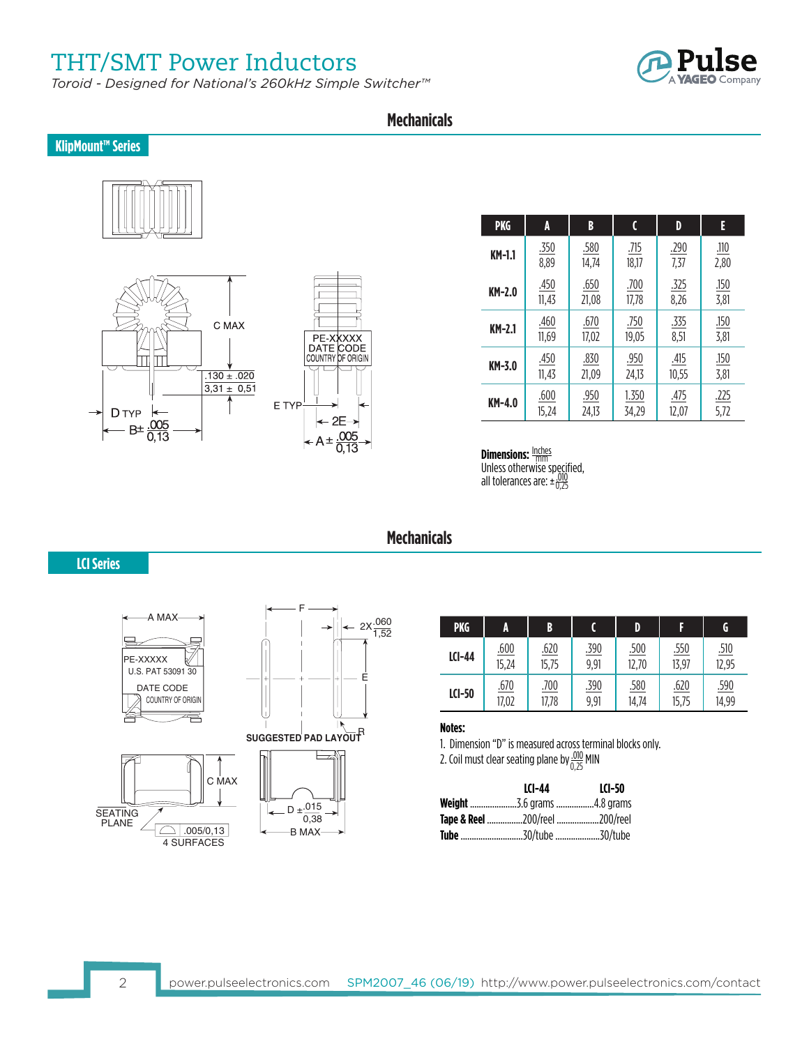## Mechanicals

### KlipMount™ Series

C MAX

PE-XXXXX
DATE CODE
COUNTRY OF ORIGIN

.130 ± .020
3,31 ± 0,51

D TYP

B± .005 / 0,13

E TYP

2E

A ± .005 / 0,13

| PKG | A | B | C | D | E |
|---|---|---|---|---|---|
| KM-1.1 | .350 / 8,89 | .580 / 14,74 | .715 / 18,17 | .290 / 7,37 | .110 / 2,80 |
| KM-2.0 | .450 / 11,43 | .650 / 21,08 | .700 / 17,78 | .325 / 8,26 | .150 / 3,81 |
| KM-2.1 | .460 / 11,69 | .670 / 17,02 | .750 / 19,05 | .335 / 8,51 | .150 / 3,81 |
| KM-3.0 | .450 / 11,43 | .830 / 21,09 | .950 / 24,13 | .415 / 10,55 | .150 / 3,81 |
| KM-4.0 | .600 / 15,24 | .950 / 24,13 | 1.350 / 34,29 | .475 / 12,07 | .225 / 5,72 |

**Dimensions:** Inches / mm
Unless otherwise specified,
all tolerances are: ± .010 / 0,25

## Mechanicals

### LCI Series

A MAX

PE-XXXXX
U.S. PAT 53091 30
DATE CODE
COUNTRY OF ORIGIN

F

2X .060 / 1,52

E

SUGGESTED PAD LAYOUT

R

C MAX

SEATING PLANE

.005/0,13
4 SURFACES

D ± .015 / 0,38

B MAX

| PKG | A | B | C | D | F | G |
|---|---|---|---|---|---|---|
| LCI-44 | .600 / 15,24 | .620 / 15,75 | .390 / 9,91 | .500 / 12,70 | .550 / 13,97 | .510 / 12,95 |
| LCI-50 | .670 / 17,02 | .700 / 17,78 | .390 / 9,91 | .580 / 14,74 | .620 / 15,75 | .590 / 14,99 |

**Notes:**

1. Dimension "D" is measured across terminal blocks only.
2. Coil must clear seating plane by .010 / 0,25 MIN

| | LCI-44 | LCI-50 |
|---|---|---|
| **Weight** | 3.6 grams | 4.8 grams |
| **Tape & Reel** | 200/reel | 200/reel |
| **Tube** | 30/tube | 30/tube |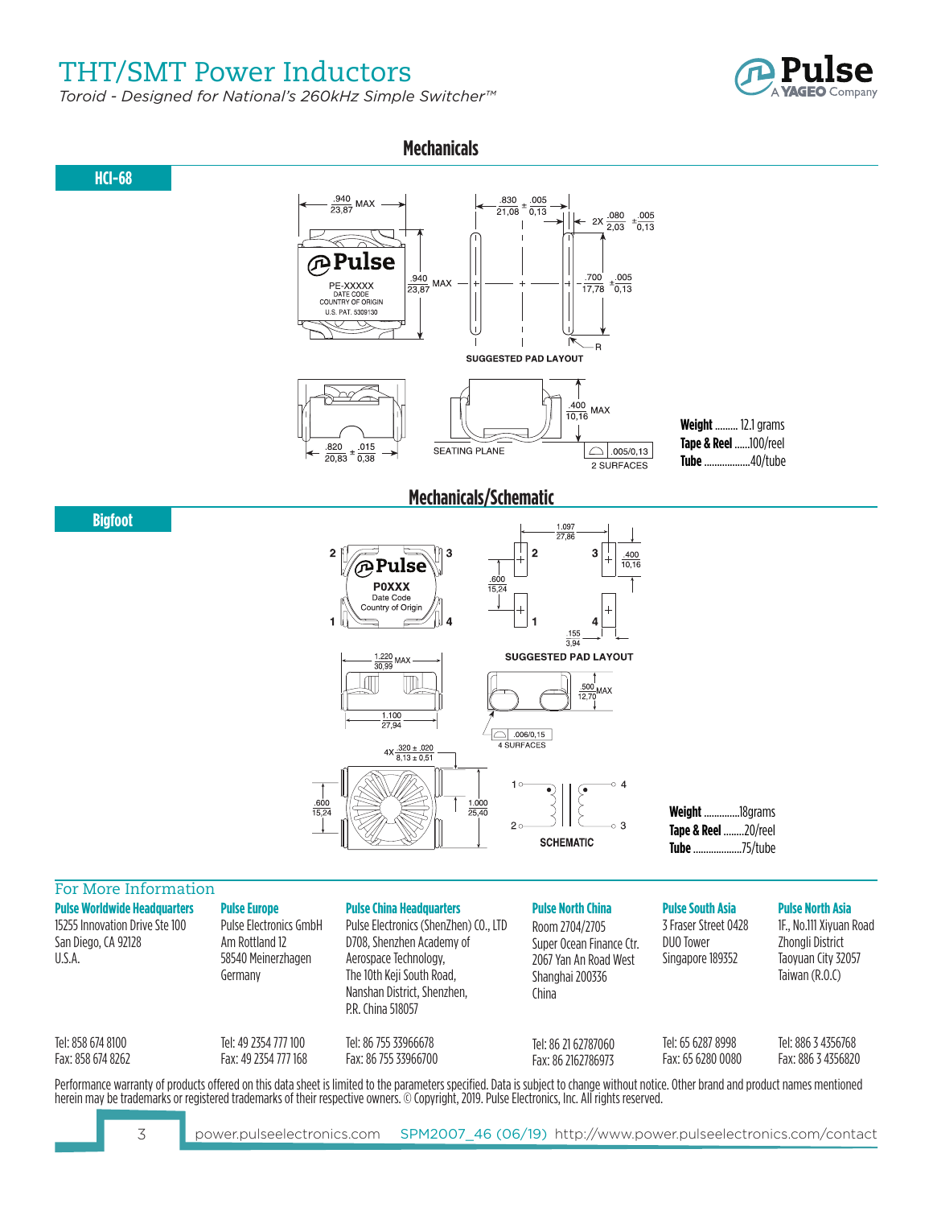# THT/SMT Power Inductors

*Toroid - Designed for National's 260kHz Simple Switcher™*

## Mechanicals

### HCI-68

.940 / 23,87 MAX

.830 ± .005 / 21,08 ± 0,13

2X .080 ± .005 / 2,03 ± 0,13

Pulse
PE-XXXXX
DATE CODE
COUNTRY OF ORIGIN
U.S. PAT. 5309130

.940 / 23,87 MAX

.700 ± .005 / 17,78 ± 0,13

R

SUGGESTED PAD LAYOUT

.820 ± .015 / 20,83 ± 0,38

SEATING PLANE

.400 / 10,16 MAX

.005/0,13
2 SURFACES

**Weight** ......... 12.1 grams
**Tape & Reel** ......100/reel
**Tube** .................40/tube

## Mechanicals/Schematic

### Bigfoot

2, 3, 1, 4

Pulse
P0XXX
Date Code
Country of Origin

1.097 / 27,86

.400 / 10,16

.600 / 15,24

.155 / 3,94

SUGGESTED PAD LAYOUT

1.220 / 30,99 MAX

1.100 / 27,94

.500 / 12,70 MAX

.006/0,15
4 SURFACES

4X .320 ± .020 / 8,13 ± 0,51

.600 / 15,24

1.000 / 25,40

SCHEMATIC

**Weight** ..............18grams
**Tape & Reel** ........20/reel
**Tube** ...................75/tube

## For More Information

**Pulse Worldwide Headquarters**
15255 Innovation Drive Ste 100
San Diego, CA 92128
U.S.A.

Tel: 858 674 8100
Fax: 858 674 8262

**Pulse Europe**
Pulse Electronics GmbH
Am Rottland 12
58540 Meinerzhagen
Germany

Tel: 49 2354 777 100
Fax: 49 2354 777 168

**Pulse China Headquarters**
Pulse Electronics (ShenZhen) CO., LTD
D708, Shenzhen Academy of
Aerospace Technology,
The 10th Keji South Road,
Nanshan District, Shenzhen,
P.R. China 518057

Tel: 86 755 33966678
Fax: 86 755 33966700

**Pulse North China**
Room 2704/2705
Super Ocean Finance Ctr.
2067 Yan An Road West
Shanghai 200336
China

Tel: 86 21 62787060
Fax: 86 2162786973

**Pulse South Asia**
3 Fraser Street 0428
DUO Tower
Singapore 189352

Tel: 65 6287 8998
Fax: 65 6280 0080

**Pulse North Asia**
1F., No.111 Xiyuan Road
Zhongli District
Taoyuan City 32057
Taiwan (R.O.C)

Tel: 886 3 4356768
Fax: 886 3 4356820

Performance warranty of products offered on this data sheet is limited to the parameters specified. Data is subject to change without notice. Other brand and product names mentioned herein may be trademarks or registered trademarks of their respective owners. © Copyright, 2019. Pulse Electronics, Inc. All rights reserved.

power.pulseelectronics.com SPM2007_46 (06/19) http://www.power.pulseelectronics.com/contact